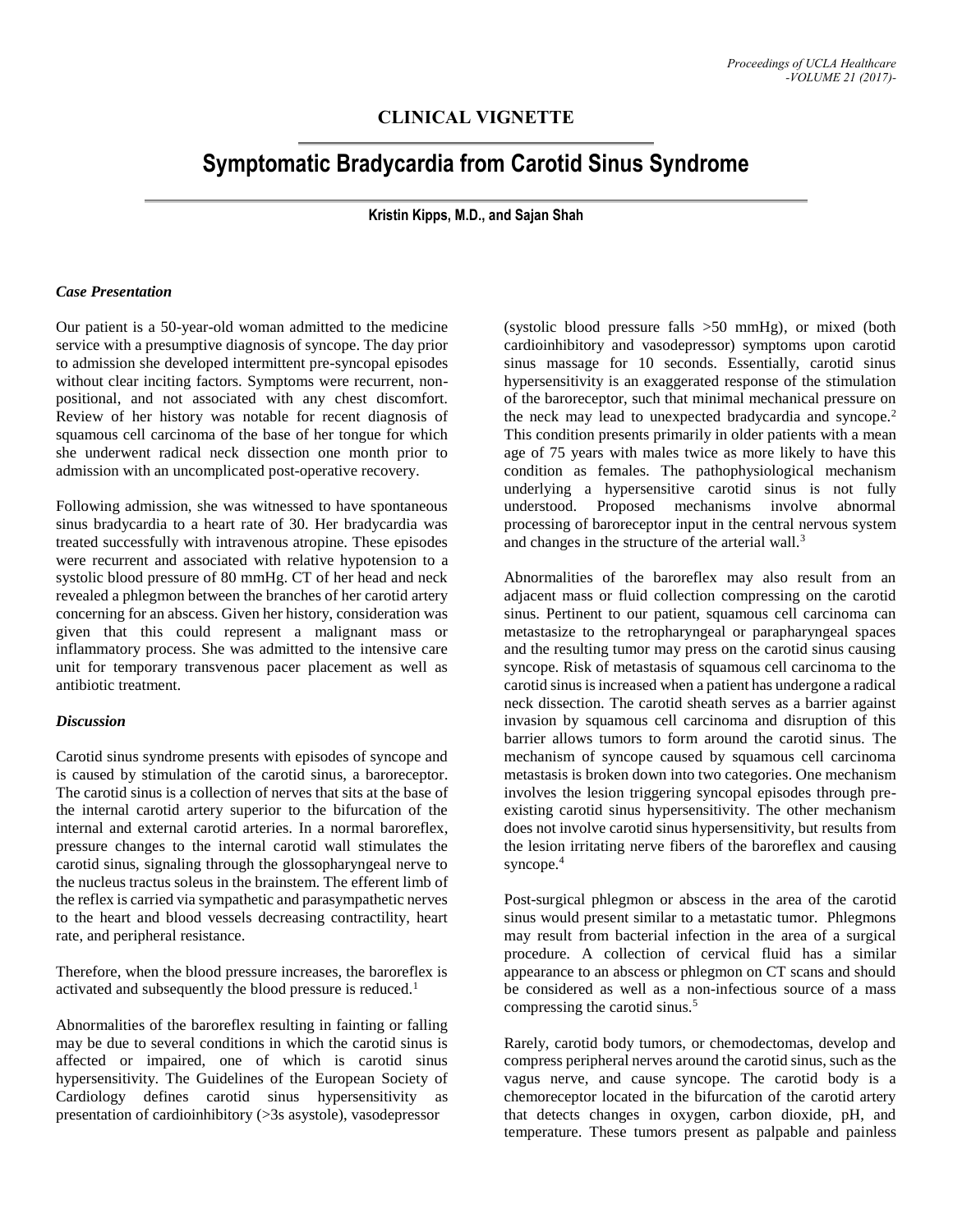## CLINICAL VIGNETTE

# Symptomatic Bradycardia from Carotid Sinus Syndrome

**Kristin Kipps, M.D., and Sajan Shah**

### *Case Presentation*

Our patient is a 50-year-old woman admitted to the medicine service with a presumptive diagnosis of syncope. The day prior to admission she developed intermittent pre-syncopal episodes without clear inciting factors. Symptoms were recurrent, non-positional, and not associated with any chest discomfort. Review of her history was notable for recent diagnosis of squamous cell carcinoma of the base of her tongue for which she underwent radical neck dissection one month prior to admission with an uncomplicated post-operative recovery.

Following admission, she was witnessed to have spontaneous sinus bradycardia to a heart rate of 30. Her bradycardia was treated successfully with intravenous atropine. These episodes were recurrent and associated with relative hypotension to a systolic blood pressure of 80 mmHg. CT of her head and neck revealed a phlegmon between the branches of her carotid artery concerning for an abscess. Given her history, consideration was given that this could represent a malignant mass or inflammatory process. She was admitted to the intensive care unit for temporary transvenous pacer placement as well as antibiotic treatment.

### *Discussion*

Carotid sinus syndrome presents with episodes of syncope and is caused by stimulation of the carotid sinus, a baroreceptor. The carotid sinus is a collection of nerves that sits at the base of the internal carotid artery superior to the bifurcation of the internal and external carotid arteries. In a normal baroreflex, pressure changes to the internal carotid wall stimulates the carotid sinus, signaling through the glossopharyngeal nerve to the nucleus tractus soleus in the brainstem. The efferent limb of the reflex is carried via sympathetic and parasympathetic nerves to the heart and blood vessels decreasing contractility, heart rate, and peripheral resistance.

Therefore, when the blood pressure increases, the baroreflex is activated and subsequently the blood pressure is reduced.[1]

Abnormalities of the baroreflex resulting in fainting or falling may be due to several conditions in which the carotid sinus is affected or impaired, one of which is carotid sinus hypersensitivity. The Guidelines of the European Society of Cardiology defines carotid sinus hypersensitivity as presentation of cardioinhibitory (>3s asystole), vasodepressor (systolic blood pressure falls >50 mmHg), or mixed (both cardioinhibitory and vasodepressor) symptoms upon carotid sinus massage for 10 seconds. Essentially, carotid sinus hypersensitivity is an exaggerated response of the stimulation of the baroreceptor, such that minimal mechanical pressure on the neck may lead to unexpected bradycardia and syncope.[2] This condition presents primarily in older patients with a mean age of 75 years with males twice as more likely to have this condition as females. The pathophysiological mechanism underlying a hypersensitive carotid sinus is not fully understood. Proposed mechanisms involve abnormal processing of baroreceptor input in the central nervous system and changes in the structure of the arterial wall.[3]

Abnormalities of the baroreflex may also result from an adjacent mass or fluid collection compressing on the carotid sinus. Pertinent to our patient, squamous cell carcinoma can metastasize to the retropharyngeal or parapharyngeal spaces and the resulting tumor may press on the carotid sinus causing syncope. Risk of metastasis of squamous cell carcinoma to the carotid sinus is increased when a patient has undergone a radical neck dissection. The carotid sheath serves as a barrier against invasion by squamous cell carcinoma and disruption of this barrier allows tumors to form around the carotid sinus. The mechanism of syncope caused by squamous cell carcinoma metastasis is broken down into two categories. One mechanism involves the lesion triggering syncopal episodes through pre-existing carotid sinus hypersensitivity. The other mechanism does not involve carotid sinus hypersensitivity, but results from the lesion irritating nerve fibers of the baroreflex and causing syncope.[4]

Post-surgical phlegmon or abscess in the area of the carotid sinus would present similar to a metastatic tumor. Phlegmons may result from bacterial infection in the area of a surgical procedure. A collection of cervical fluid has a similar appearance to an abscess or phlegmon on CT scans and should be considered as well as a non-infectious source of a mass compressing the carotid sinus.[5]

Rarely, carotid body tumors, or chemodectomas, develop and compress peripheral nerves around the carotid sinus, such as the vagus nerve, and cause syncope. The carotid body is a chemoreceptor located in the bifurcation of the carotid artery that detects changes in oxygen, carbon dioxide, pH, and temperature. These tumors present as palpable and painless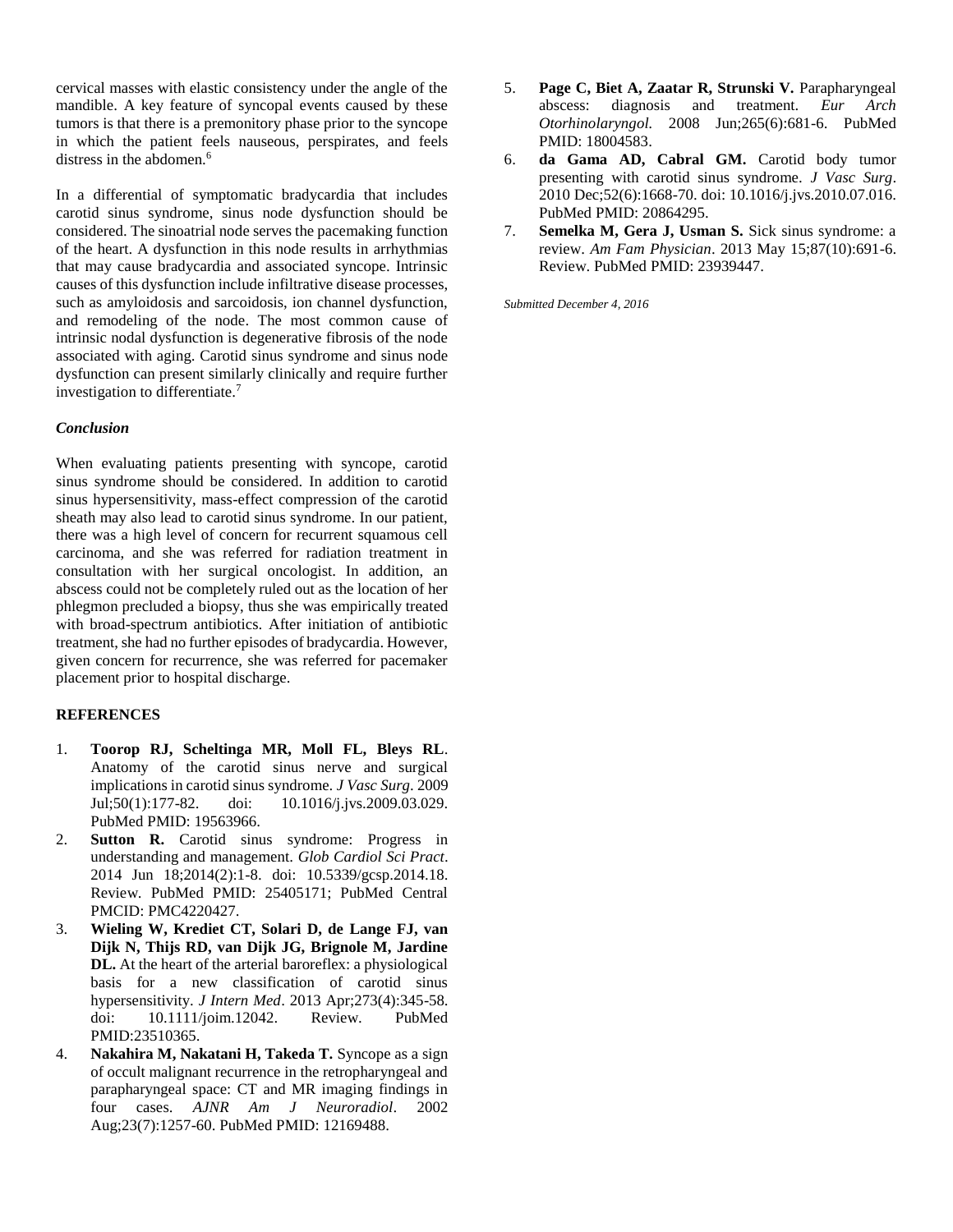cervical masses with elastic consistency under the angle of the mandible. A key feature of syncopal events caused by these tumors is that there is a premonitory phase prior to the syncope in which the patient feels nauseous, perspirates, and feels distress in the abdomen.[6]

In a differential of symptomatic bradycardia that includes carotid sinus syndrome, sinus node dysfunction should be considered. The sinoatrial node serves the pacemaking function of the heart. A dysfunction in this node results in arrhythmias that may cause bradycardia and associated syncope. Intrinsic causes of this dysfunction include infiltrative disease processes, such as amyloidosis and sarcoidosis, ion channel dysfunction, and remodeling of the node. The most common cause of intrinsic nodal dysfunction is degenerative fibrosis of the node associated with aging. Carotid sinus syndrome and sinus node dysfunction can present similarly clinically and require further investigation to differentiate.[7]

### *Conclusion*

When evaluating patients presenting with syncope, carotid sinus syndrome should be considered. In addition to carotid sinus hypersensitivity, mass-effect compression of the carotid sheath may also lead to carotid sinus syndrome. In our patient, there was a high level of concern for recurrent squamous cell carcinoma, and she was referred for radiation treatment in consultation with her surgical oncologist. In addition, an abscess could not be completely ruled out as the location of her phlegmon precluded a biopsy, thus she was empirically treated with broad-spectrum antibiotics. After initiation of antibiotic treatment, she had no further episodes of bradycardia. However, given concern for recurrence, she was referred for pacemaker placement prior to hospital discharge.

## REFERENCES

1. **Toorop RJ, Scheltinga MR, Moll FL, Bleys RL**. Anatomy of the carotid sinus nerve and surgical implications in carotid sinus syndrome. *J Vasc Surg*. 2009 Jul;50(1):177-82. doi: 10.1016/j.jvs.2009.03.029. PubMed PMID: 19563966.
2. **Sutton R.** Carotid sinus syndrome: Progress in understanding and management. *Glob Cardiol Sci Pract*. 2014 Jun 18;2014(2):1-8. doi: 10.5339/gcsp.2014.18. Review. PubMed PMID: 25405171; PubMed Central PMCID: PMC4220427.
3. **Wieling W, Krediet CT, Solari D, de Lange FJ, van Dijk N, Thijs RD, van Dijk JG, Brignole M, Jardine DL.** At the heart of the arterial baroreflex: a physiological basis for a new classification of carotid sinus hypersensitivity. *J Intern Med*. 2013 Apr;273(4):345-58. doi: 10.1111/joim.12042. Review. PubMed PMID:23510365.
4. **Nakahira M, Nakatani H, Takeda T.** Syncope as a sign of occult malignant recurrence in the retropharyngeal and parapharyngeal space: CT and MR imaging findings in four cases. *AJNR Am J Neuroradiol*. 2002 Aug;23(7):1257-60. PubMed PMID: 12169488.
5. **Page C, Biet A, Zaatar R, Strunski V.** Parapharyngeal abscess: diagnosis and treatment. *Eur Arch Otorhinolaryngol.* 2008 Jun;265(6):681-6. PubMed PMID: 18004583.
6. **da Gama AD, Cabral GM.** Carotid body tumor presenting with carotid sinus syndrome. *J Vasc Surg*. 2010 Dec;52(6):1668-70. doi: 10.1016/j.jvs.2010.07.016. PubMed PMID: 20864295.
7. **Semelka M, Gera J, Usman S.** Sick sinus syndrome: a review. *Am Fam Physician*. 2013 May 15;87(10):691-6. Review. PubMed PMID: 23939447.

*Submitted December 4, 2016*